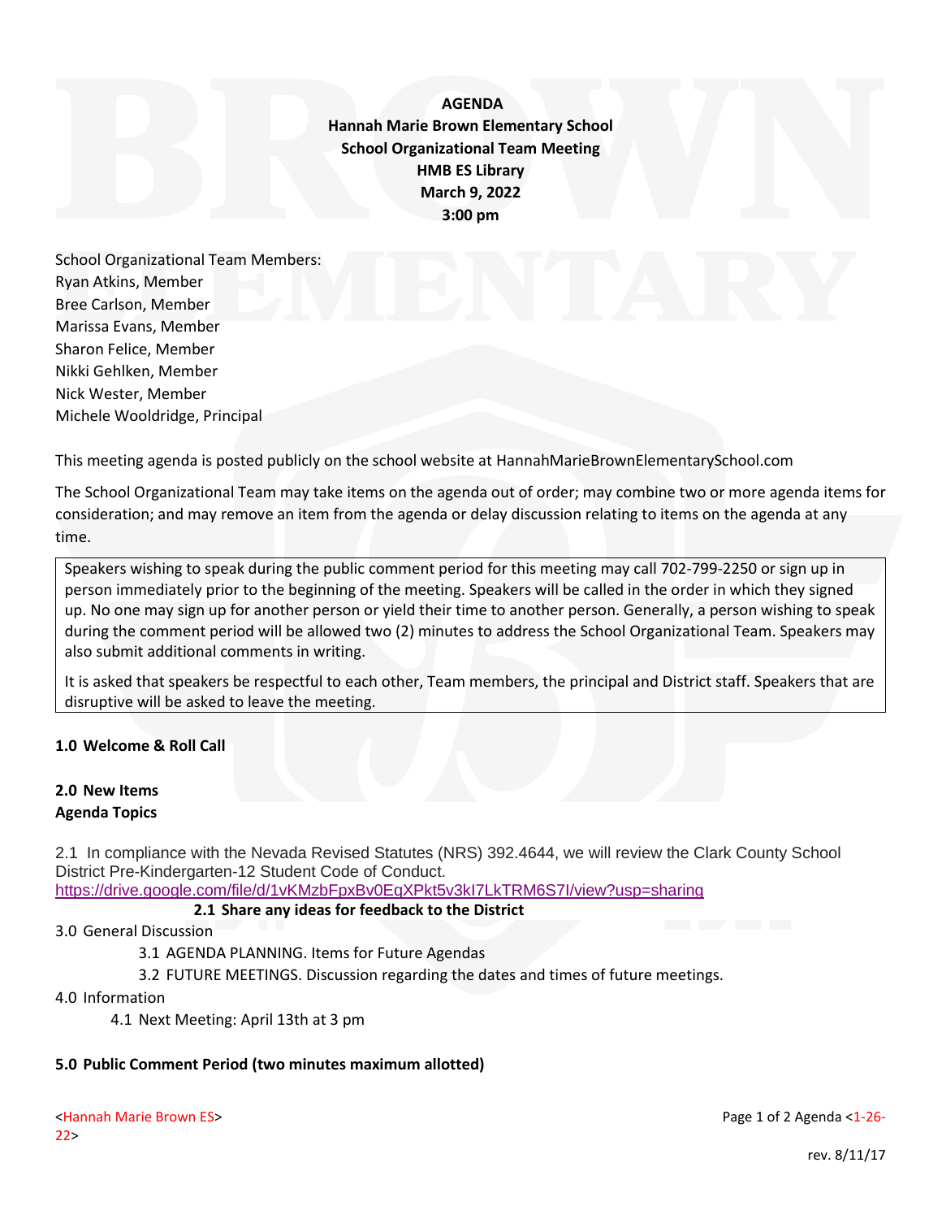**AGENDA**
**Hannah Marie Brown Elementary School**
**School Organizational Team Meeting**
**HMB ES Library**
**March 9, 2022**
**3:00 pm**

School Organizational Team Members:
Ryan Atkins, Member
Bree Carlson, Member
Marissa Evans, Member
Sharon Felice, Member
Nikki Gehlken, Member
Nick Wester, Member
Michele Wooldridge, Principal

This meeting agenda is posted publicly on the school website at HannahMarieBrownElementarySchool.com

The School Organizational Team may take items on the agenda out of order; may combine two or more agenda items for consideration; and may remove an item from the agenda or delay discussion relating to items on the agenda at any time.

> Speakers wishing to speak during the public comment period for this meeting may call 702-799-2250 or sign up in person immediately prior to the beginning of the meeting. Speakers will be called in the order in which they signed up. No one may sign up for another person or yield their time to another person. Generally, a person wishing to speak during the comment period will be allowed two (2) minutes to address the School Organizational Team. Speakers may also submit additional comments in writing.
>
> It is asked that speakers be respectful to each other, Team members, the principal and District staff. Speakers that are disruptive will be asked to leave the meeting.

**1.0 Welcome & Roll Call**

**2.0 New Items**
**Agenda Topics**

2.1 In compliance with the Nevada Revised Statutes (NRS) 392.4644, we will review the Clark County School District Pre-Kindergarten-12 Student Code of Conduct.
https://drive.google.com/file/d/1vKMzbFpxBv0EqXPkt5v3kI7LkTRM6S7I/view?usp=sharing

**2.1 Share any ideas for feedback to the District**

3.0 General Discussion

3.1 AGENDA PLANNING. Items for Future Agendas

3.2 FUTURE MEETINGS. Discussion regarding the dates and times of future meetings.

4.0 Information

4.1 Next Meeting: April 13th at 3 pm

**5.0 Public Comment Period (two minutes maximum allotted)**